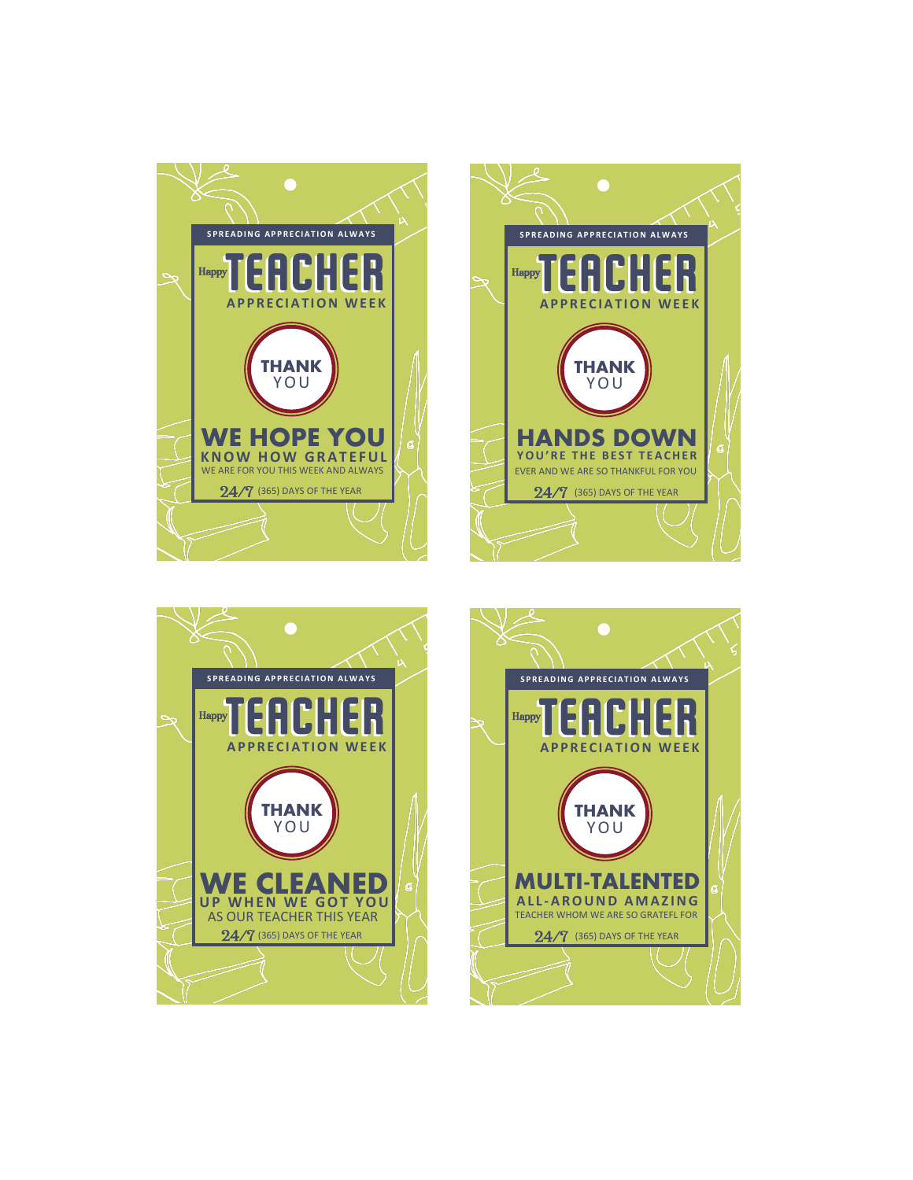SPREADING APPRECIATION ALWAYS

Happy **TEACHER**

APPRECIATION WEEK

**THANK** YOU

**WE HOPE YOU**

**KNOW HOW GRATEFUL**

WE ARE FOR YOU THIS WEEK AND ALWAYS

24/7 (365) DAYS OF THE YEAR

---

SPREADING APPRECIATION ALWAYS

Happy **TEACHER**

APPRECIATION WEEK

**THANK** YOU

**HANDS DOWN**

**YOU'RE THE BEST TEACHER**

EVER AND WE ARE SO THANKFUL FOR YOU

24/7 (365) DAYS OF THE YEAR

---

SPREADING APPRECIATION ALWAYS

Happy **TEACHER**

APPRECIATION WEEK

**THANK** YOU

**WE CLEANED**

**UP WHEN WE GOT YOU**

AS OUR TEACHER THIS YEAR

24/7 (365) DAYS OF THE YEAR

---

SPREADING APPRECIATION ALWAYS

Happy **TEACHER**

APPRECIATION WEEK

**THANK** YOU

**MULTI-TALENTED**

**ALL-AROUND AMAZING**

TEACHER WHOM WE ARE SO GRATEFL FOR

24/7 (365) DAYS OF THE YEAR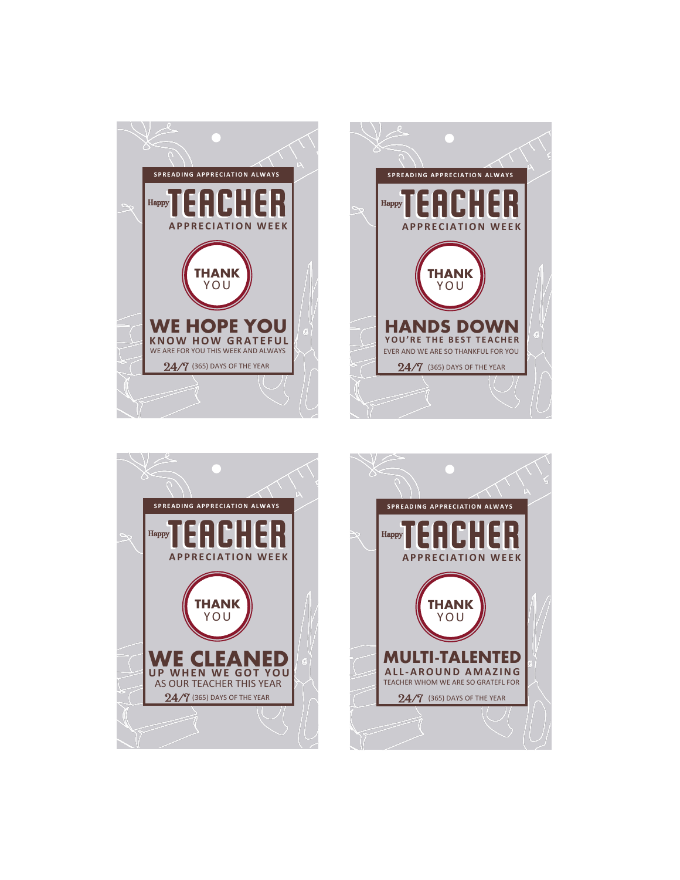SPREADING APPRECIATION ALWAYS

Happy **TEACHER**

APPRECIATION WEEK

**THANK** YOU

**WE HOPE YOU**

**KNOW HOW GRATEFUL**

WE ARE FOR YOU THIS WEEK AND ALWAYS

24/7 (365) DAYS OF THE YEAR

---

SPREADING APPRECIATION ALWAYS

Happy **TEACHER**

APPRECIATION WEEK

**THANK** YOU

**HANDS DOWN**

**YOU'RE THE BEST TEACHER**

EVER AND WE ARE SO THANKFUL FOR YOU

24/7 (365) DAYS OF THE YEAR

---

SPREADING APPRECIATION ALWAYS

Happy **TEACHER**

APPRECIATION WEEK

**THANK** YOU

**WE CLEANED**

**UP WHEN WE GOT YOU**

AS OUR TEACHER THIS YEAR

24/7 (365) DAYS OF THE YEAR

---

SPREADING APPRECIATION ALWAYS

Happy **TEACHER**

APPRECIATION WEEK

**THANK** YOU

**MULTI-TALENTED**

**ALL-AROUND AMAZING**

TEACHER WHOM WE ARE SO GRATEFL FOR

24/7 (365) DAYS OF THE YEAR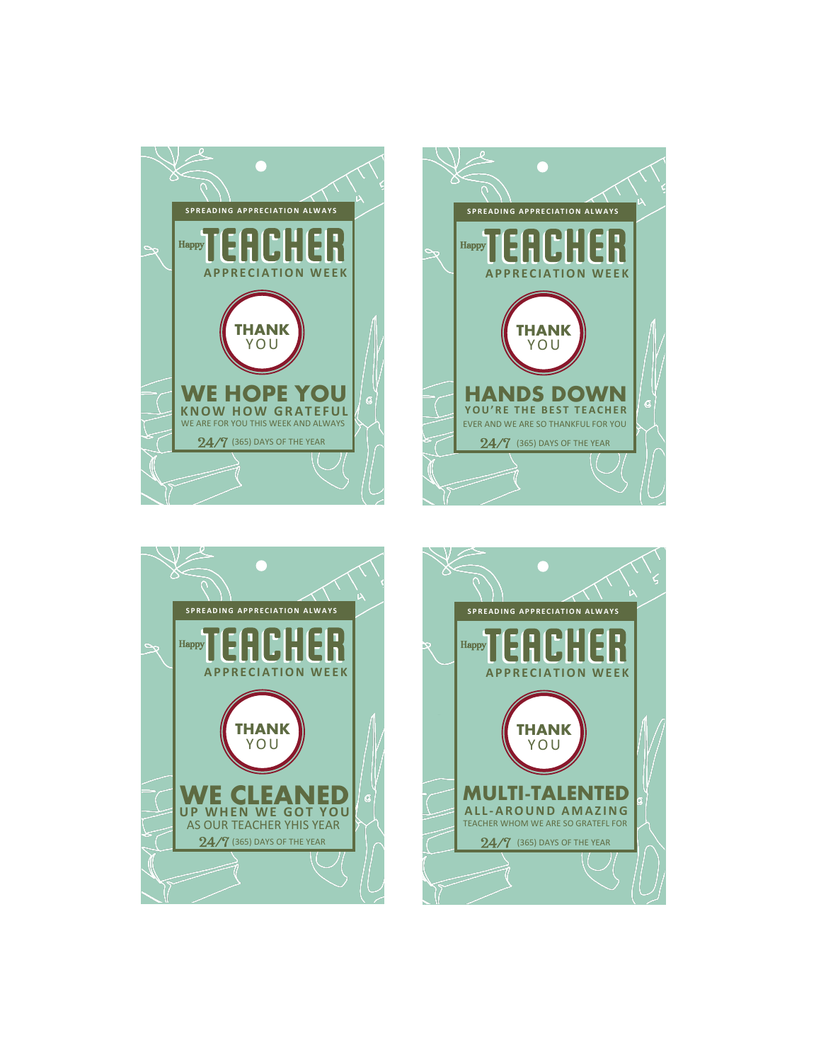SPREADING APPRECIATION ALWAYS

Happy **TEACHER**

APPRECIATION WEEK

**THANK** YOU

**WE HOPE YOU**

**KNOW HOW GRATEFUL**

WE ARE FOR YOU THIS WEEK AND ALWAYS

24/7 (365) DAYS OF THE YEAR

---

SPREADING APPRECIATION ALWAYS

Happy **TEACHER**

APPRECIATION WEEK

**THANK** YOU

**HANDS DOWN**

**YOU'RE THE BEST TEACHER**

EVER AND WE ARE SO THANKFUL FOR YOU

24/7 (365) DAYS OF THE YEAR

---

SPREADING APPRECIATION ALWAYS

Happy **TEACHER**

APPRECIATION WEEK

**THANK** YOU

**WE CLEANED**

**UP WHEN WE GOT YOU**

AS OUR TEACHER YHIS YEAR

24/7 (365) DAYS OF THE YEAR

---

SPREADING APPRECIATION ALWAYS

Happy **TEACHER**

APPRECIATION WEEK

**THANK** YOU

**MULTI-TALENTED**

**ALL-AROUND AMAZING**

TEACHER WHOM WE ARE SO GRATEFL FOR

24/7 (365) DAYS OF THE YEAR